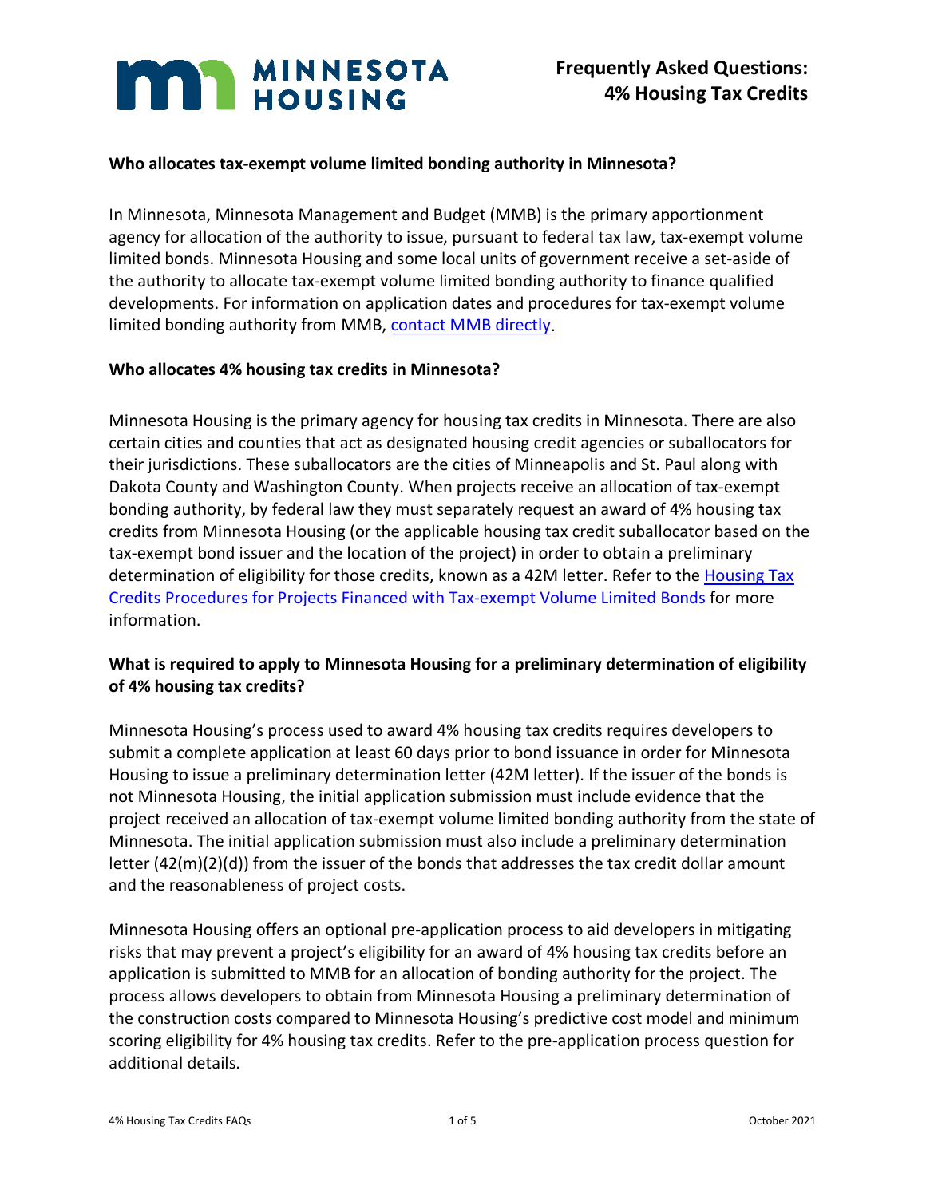# Frequently Asked Questions: 4% Housing Tax Credits

**Who allocates tax-exempt volume limited bonding authority in Minnesota?**

In Minnesota, Minnesota Management and Budget (MMB) is the primary apportionment agency for allocation of the authority to issue, pursuant to federal tax law, tax-exempt volume limited bonds. Minnesota Housing and some local units of government receive a set-aside of the authority to allocate tax-exempt volume limited bonding authority to finance qualified developments. For information on application dates and procedures for tax-exempt volume limited bonding authority from MMB, contact MMB directly.

**Who allocates 4% housing tax credits in Minnesota?**

Minnesota Housing is the primary agency for housing tax credits in Minnesota. There are also certain cities and counties that act as designated housing credit agencies or suballocators for their jurisdictions. These suballocators are the cities of Minneapolis and St. Paul along with Dakota County and Washington County. When projects receive an allocation of tax-exempt bonding authority, by federal law they must separately request an award of 4% housing tax credits from Minnesota Housing (or the applicable housing tax credit suballocator based on the tax-exempt bond issuer and the location of the project) in order to obtain a preliminary determination of eligibility for those credits, known as a 42M letter. Refer to the Housing Tax Credits Procedures for Projects Financed with Tax-exempt Volume Limited Bonds for more information.

**What is required to apply to Minnesota Housing for a preliminary determination of eligibility of 4% housing tax credits?**

Minnesota Housing's process used to award 4% housing tax credits requires developers to submit a complete application at least 60 days prior to bond issuance in order for Minnesota Housing to issue a preliminary determination letter (42M letter). If the issuer of the bonds is not Minnesota Housing, the initial application submission must include evidence that the project received an allocation of tax-exempt volume limited bonding authority from the state of Minnesota. The initial application submission must also include a preliminary determination letter (42(m)(2)(d)) from the issuer of the bonds that addresses the tax credit dollar amount and the reasonableness of project costs.

Minnesota Housing offers an optional pre-application process to aid developers in mitigating risks that may prevent a project's eligibility for an award of 4% housing tax credits before an application is submitted to MMB for an allocation of bonding authority for the project. The process allows developers to obtain from Minnesota Housing a preliminary determination of the construction costs compared to Minnesota Housing's predictive cost model and minimum scoring eligibility for 4% housing tax credits. Refer to the pre-application process question for additional details.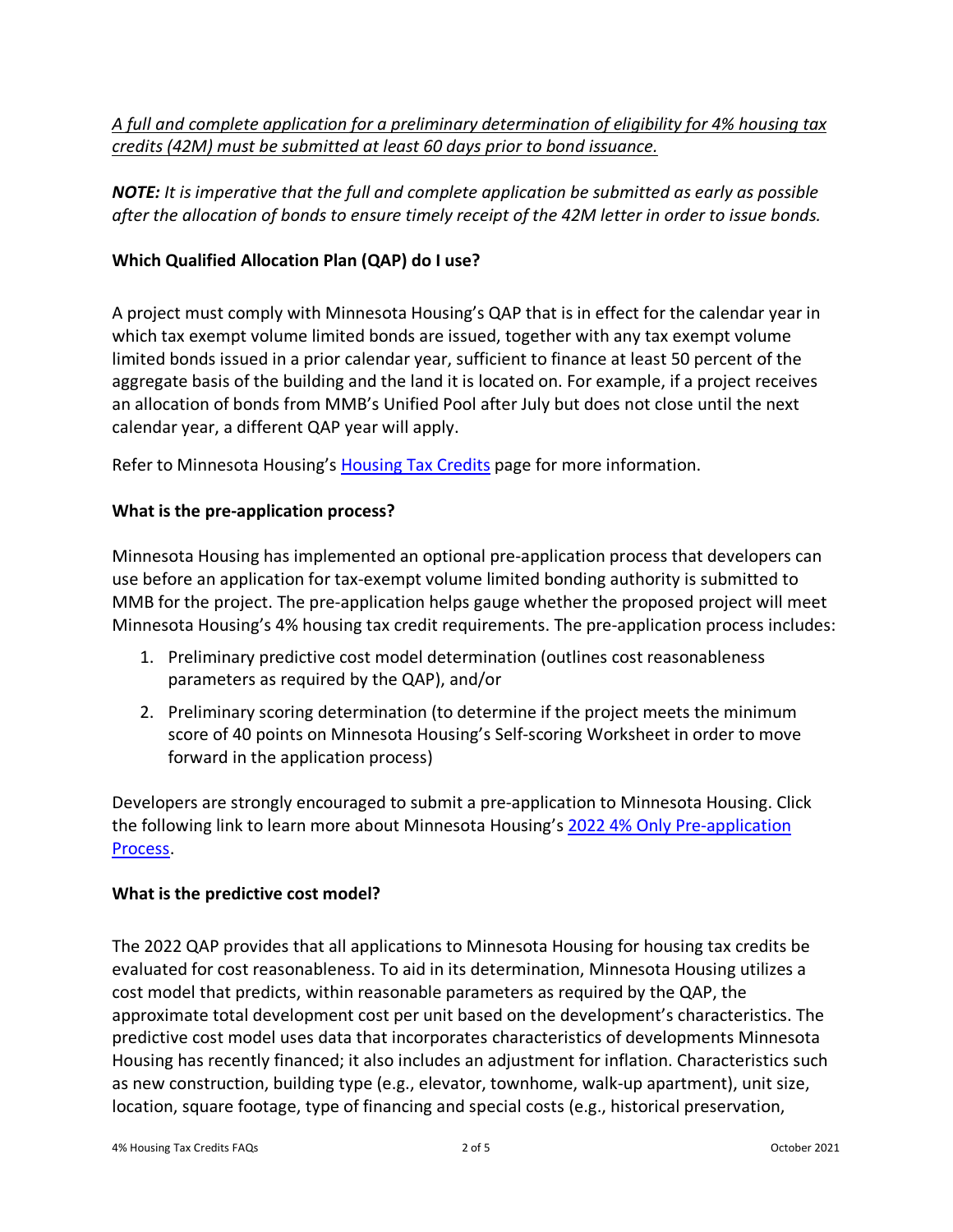*<u>A full and complete application for a preliminary determination of eligibility for 4% housing tax credits (42M) must be submitted at least 60 days prior to bond issuance.</u>*

***NOTE:*** *It is imperative that the full and complete application be submitted as early as possible after the allocation of bonds to ensure timely receipt of the 42M letter in order to issue bonds.*

### Which Qualified Allocation Plan (QAP) do I use?

A project must comply with Minnesota Housing's QAP that is in effect for the calendar year in which tax exempt volume limited bonds are issued, together with any tax exempt volume limited bonds issued in a prior calendar year, sufficient to finance at least 50 percent of the aggregate basis of the building and the land it is located on. For example, if a project receives an allocation of bonds from MMB's Unified Pool after July but does not close until the next calendar year, a different QAP year will apply.

Refer to Minnesota Housing's [Housing Tax Credits](Housing Tax Credits) page for more information.

### What is the pre-application process?

Minnesota Housing has implemented an optional pre-application process that developers can use before an application for tax-exempt volume limited bonding authority is submitted to MMB for the project. The pre-application helps gauge whether the proposed project will meet Minnesota Housing's 4% housing tax credit requirements. The pre-application process includes:

1. Preliminary predictive cost model determination (outlines cost reasonableness parameters as required by the QAP), and/or
2. Preliminary scoring determination (to determine if the project meets the minimum score of 40 points on Minnesota Housing's Self-scoring Worksheet in order to move forward in the application process)

Developers are strongly encouraged to submit a pre-application to Minnesota Housing. Click the following link to learn more about Minnesota Housing's [2022 4% Only Pre-application Process](2022 4% Only Pre-application Process).

### What is the predictive cost model?

The 2022 QAP provides that all applications to Minnesota Housing for housing tax credits be evaluated for cost reasonableness. To aid in its determination, Minnesota Housing utilizes a cost model that predicts, within reasonable parameters as required by the QAP, the approximate total development cost per unit based on the development's characteristics. The predictive cost model uses data that incorporates characteristics of developments Minnesota Housing has recently financed; it also includes an adjustment for inflation. Characteristics such as new construction, building type (e.g., elevator, townhome, walk-up apartment), unit size, location, square footage, type of financing and special costs (e.g., historical preservation,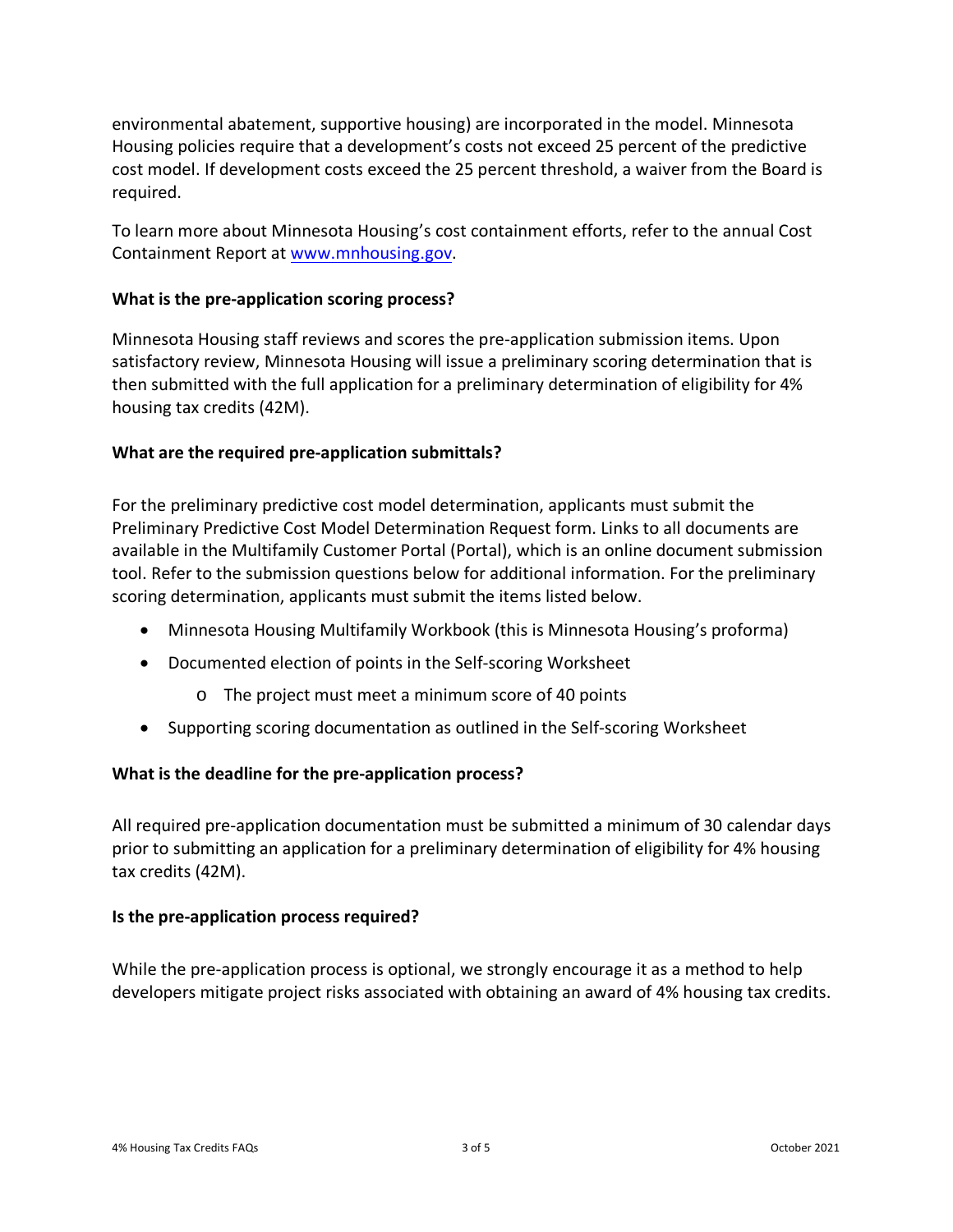environmental abatement, supportive housing) are incorporated in the model. Minnesota Housing policies require that a development's costs not exceed 25 percent of the predictive cost model. If development costs exceed the 25 percent threshold, a waiver from the Board is required.

To learn more about Minnesota Housing's cost containment efforts, refer to the annual Cost Containment Report at [www.mnhousing.gov](www.mnhousing.gov).

**What is the pre-application scoring process?**

Minnesota Housing staff reviews and scores the pre-application submission items. Upon satisfactory review, Minnesota Housing will issue a preliminary scoring determination that is then submitted with the full application for a preliminary determination of eligibility for 4% housing tax credits (42M).

**What are the required pre-application submittals?**

For the preliminary predictive cost model determination, applicants must submit the Preliminary Predictive Cost Model Determination Request form. Links to all documents are available in the Multifamily Customer Portal (Portal), which is an online document submission tool. Refer to the submission questions below for additional information. For the preliminary scoring determination, applicants must submit the items listed below.

- Minnesota Housing Multifamily Workbook (this is Minnesota Housing's proforma)
- Documented election of points in the Self-scoring Worksheet
  - The project must meet a minimum score of 40 points
- Supporting scoring documentation as outlined in the Self-scoring Worksheet

**What is the deadline for the pre-application process?**

All required pre-application documentation must be submitted a minimum of 30 calendar days prior to submitting an application for a preliminary determination of eligibility for 4% housing tax credits (42M).

**Is the pre-application process required?**

While the pre-application process is optional, we strongly encourage it as a method to help developers mitigate project risks associated with obtaining an award of 4% housing tax credits.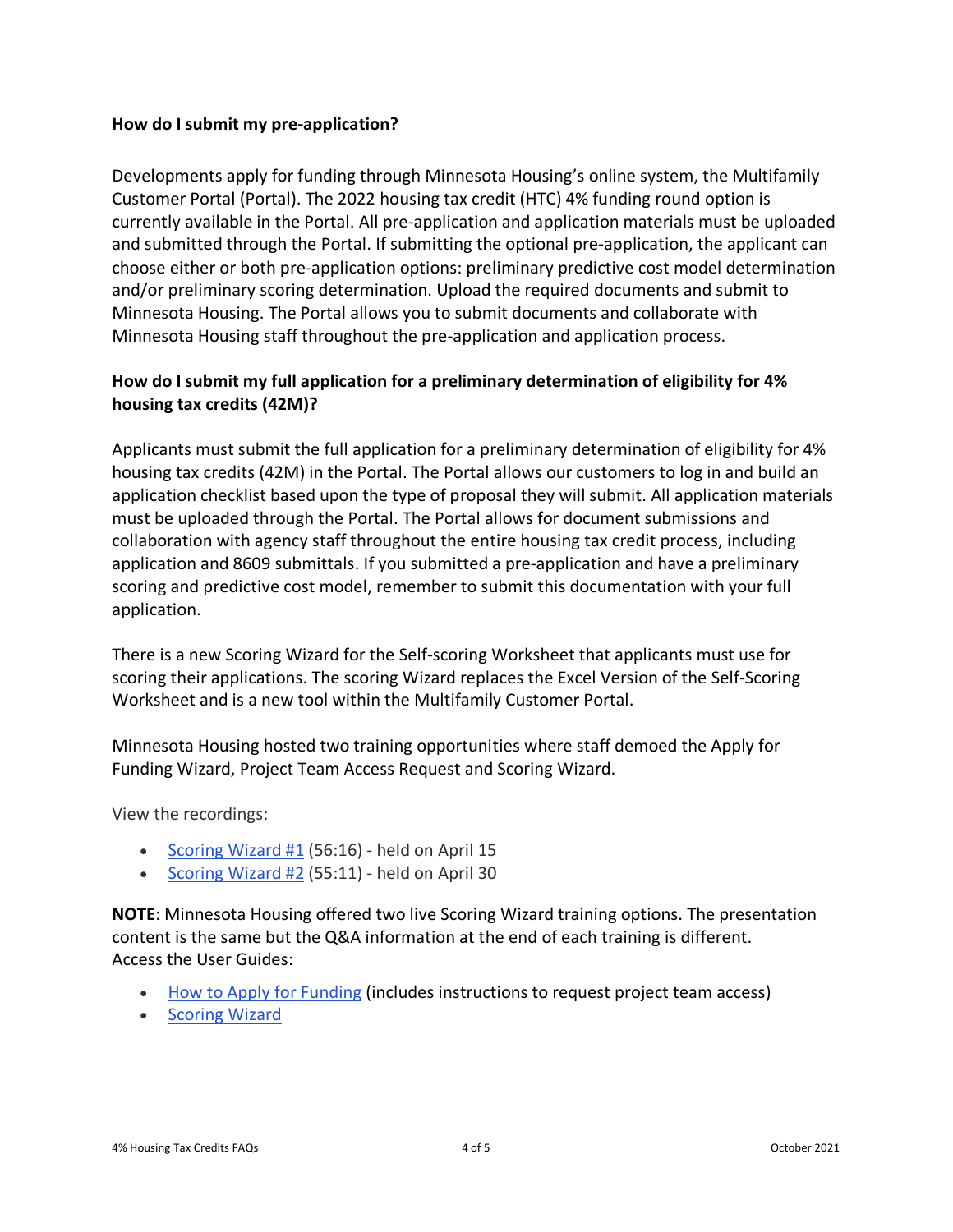**How do I submit my pre-application?**

Developments apply for funding through Minnesota Housing's online system, the Multifamily Customer Portal (Portal). The 2022 housing tax credit (HTC) 4% funding round option is currently available in the Portal. All pre-application and application materials must be uploaded and submitted through the Portal. If submitting the optional pre-application, the applicant can choose either or both pre-application options: preliminary predictive cost model determination and/or preliminary scoring determination. Upload the required documents and submit to Minnesota Housing. The Portal allows you to submit documents and collaborate with Minnesota Housing staff throughout the pre-application and application process.

**How do I submit my full application for a preliminary determination of eligibility for 4% housing tax credits (42M)?**

Applicants must submit the full application for a preliminary determination of eligibility for 4% housing tax credits (42M) in the Portal. The Portal allows our customers to log in and build an application checklist based upon the type of proposal they will submit. All application materials must be uploaded through the Portal. The Portal allows for document submissions and collaboration with agency staff throughout the entire housing tax credit process, including application and 8609 submittals. If you submitted a pre-application and have a preliminary scoring and predictive cost model, remember to submit this documentation with your full application.

There is a new Scoring Wizard for the Self-scoring Worksheet that applicants must use for scoring their applications. The scoring Wizard replaces the Excel Version of the Self-Scoring Worksheet and is a new tool within the Multifamily Customer Portal.

Minnesota Housing hosted two training opportunities where staff demoed the Apply for Funding Wizard, Project Team Access Request and Scoring Wizard.

View the recordings:

- Scoring Wizard #1 (56:16) - held on April 15
- Scoring Wizard #2 (55:11) - held on April 30

**NOTE**: Minnesota Housing offered two live Scoring Wizard training options. The presentation content is the same but the Q&A information at the end of each training is different.
Access the User Guides:

- How to Apply for Funding (includes instructions to request project team access)
- Scoring Wizard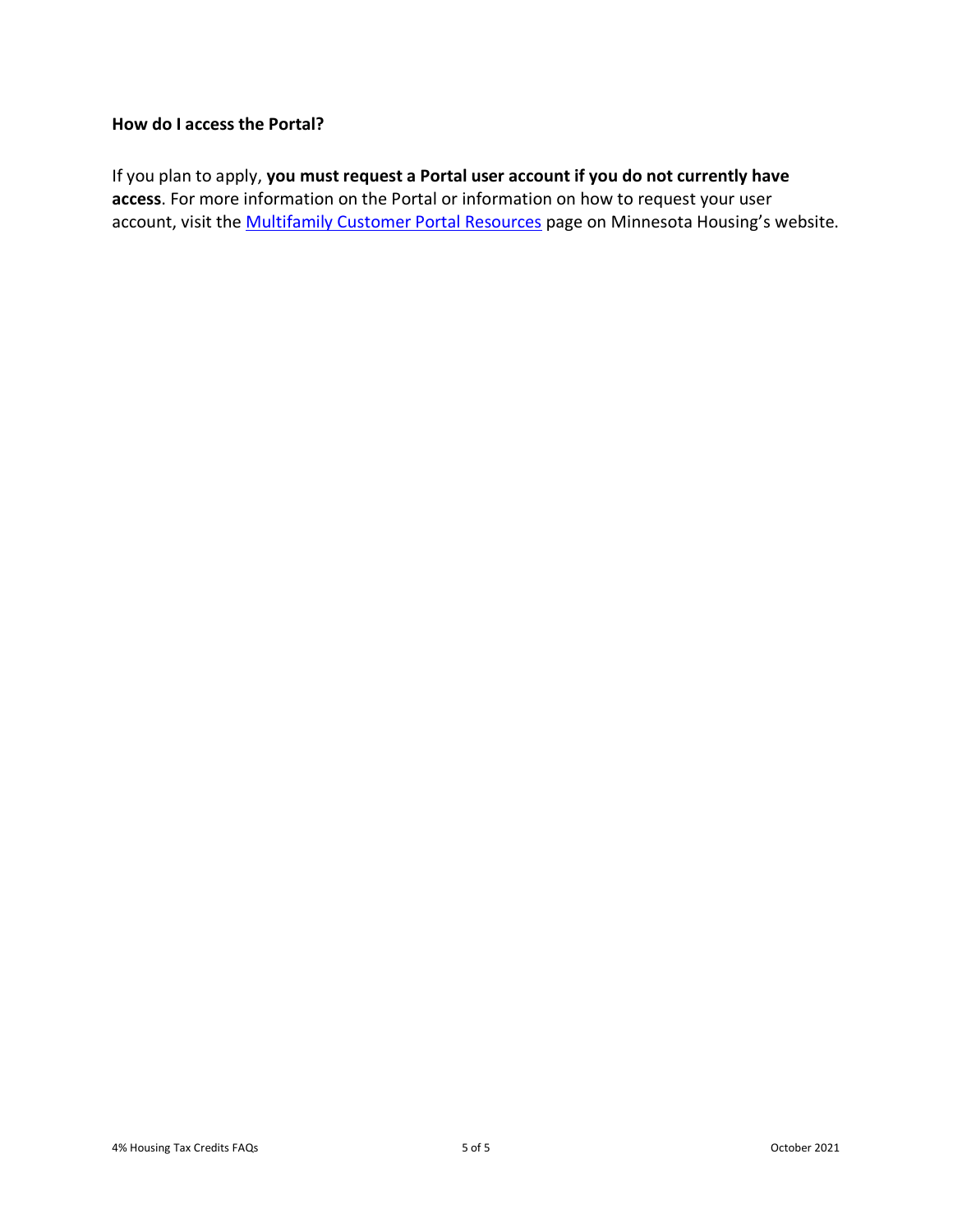### How do I access the Portal?

If you plan to apply, **you must request a Portal user account if you do not currently have access**. For more information on the Portal or information on how to request your user account, visit the [Multifamily Customer Portal Resources]() page on Minnesota Housing's website.